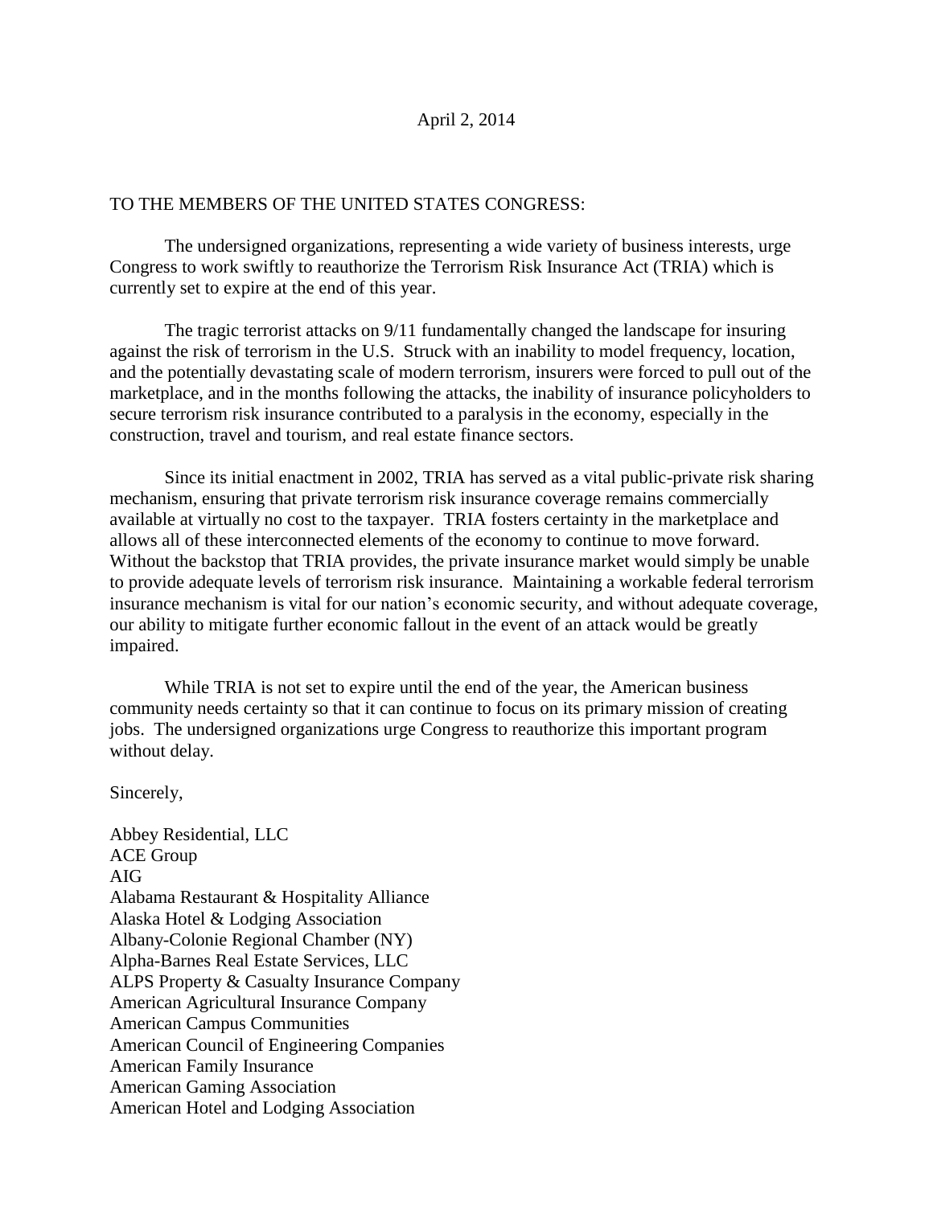April 2, 2014

TO THE MEMBERS OF THE UNITED STATES CONGRESS:

The undersigned organizations, representing a wide variety of business interests, urge Congress to work swiftly to reauthorize the Terrorism Risk Insurance Act (TRIA) which is currently set to expire at the end of this year.

The tragic terrorist attacks on 9/11 fundamentally changed the landscape for insuring against the risk of terrorism in the U.S. Struck with an inability to model frequency, location, and the potentially devastating scale of modern terrorism, insurers were forced to pull out of the marketplace, and in the months following the attacks, the inability of insurance policyholders to secure terrorism risk insurance contributed to a paralysis in the economy, especially in the construction, travel and tourism, and real estate finance sectors.

Since its initial enactment in 2002, TRIA has served as a vital public-private risk sharing mechanism, ensuring that private terrorism risk insurance coverage remains commercially available at virtually no cost to the taxpayer. TRIA fosters certainty in the marketplace and allows all of these interconnected elements of the economy to continue to move forward. Without the backstop that TRIA provides, the private insurance market would simply be unable to provide adequate levels of terrorism risk insurance. Maintaining a workable federal terrorism insurance mechanism is vital for our nation's economic security, and without adequate coverage, our ability to mitigate further economic fallout in the event of an attack would be greatly impaired.

While TRIA is not set to expire until the end of the year, the American business community needs certainty so that it can continue to focus on its primary mission of creating jobs. The undersigned organizations urge Congress to reauthorize this important program without delay.

Sincerely,

Abbey Residential, LLC
ACE Group
AIG
Alabama Restaurant & Hospitality Alliance
Alaska Hotel & Lodging Association
Albany-Colonie Regional Chamber (NY)
Alpha-Barnes Real Estate Services, LLC
ALPS Property & Casualty Insurance Company
American Agricultural Insurance Company
American Campus Communities
American Council of Engineering Companies
American Family Insurance
American Gaming Association
American Hotel and Lodging Association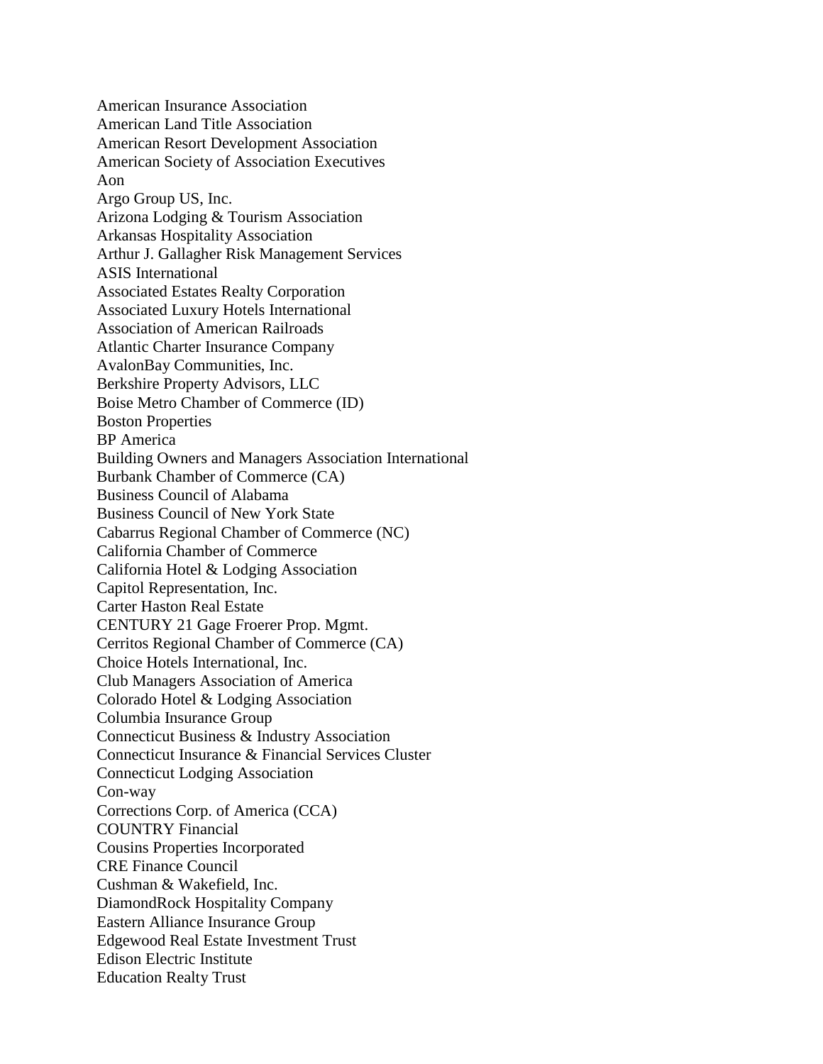American Insurance Association
American Land Title Association
American Resort Development Association
American Society of Association Executives
Aon
Argo Group US, Inc.
Arizona Lodging & Tourism Association
Arkansas Hospitality Association
Arthur J. Gallagher Risk Management Services
ASIS International
Associated Estates Realty Corporation
Associated Luxury Hotels International
Association of American Railroads
Atlantic Charter Insurance Company
AvalonBay Communities, Inc.
Berkshire Property Advisors, LLC
Boise Metro Chamber of Commerce (ID)
Boston Properties
BP America
Building Owners and Managers Association International
Burbank Chamber of Commerce (CA)
Business Council of Alabama
Business Council of New York State
Cabarrus Regional Chamber of Commerce (NC)
California Chamber of Commerce
California Hotel & Lodging Association
Capitol Representation, Inc.
Carter Haston Real Estate
CENTURY 21 Gage Froerer Prop. Mgmt.
Cerritos Regional Chamber of Commerce (CA)
Choice Hotels International, Inc.
Club Managers Association of America
Colorado Hotel & Lodging Association
Columbia Insurance Group
Connecticut Business & Industry Association
Connecticut Insurance & Financial Services Cluster
Connecticut Lodging Association
Con-way
Corrections Corp. of America (CCA)
COUNTRY Financial
Cousins Properties Incorporated
CRE Finance Council
Cushman & Wakefield, Inc.
DiamondRock Hospitality Company
Eastern Alliance Insurance Group
Edgewood Real Estate Investment Trust
Edison Electric Institute
Education Realty Trust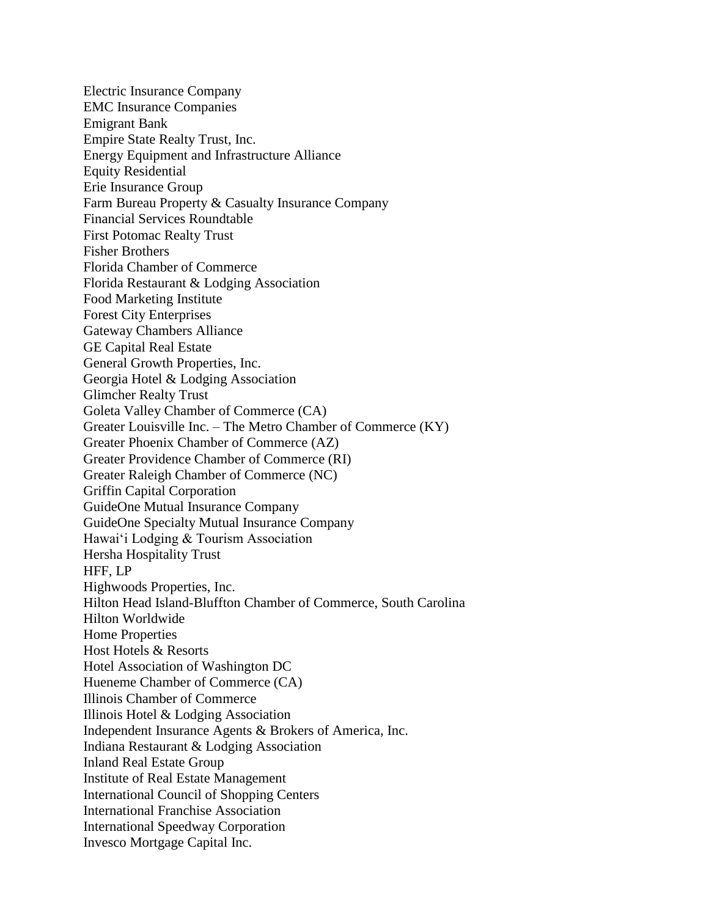Electric Insurance Company
EMC Insurance Companies
Emigrant Bank
Empire State Realty Trust, Inc.
Energy Equipment and Infrastructure Alliance
Equity Residential
Erie Insurance Group
Farm Bureau Property & Casualty Insurance Company
Financial Services Roundtable
First Potomac Realty Trust
Fisher Brothers
Florida Chamber of Commerce
Florida Restaurant & Lodging Association
Food Marketing Institute
Forest City Enterprises
Gateway Chambers Alliance
GE Capital Real Estate
General Growth Properties, Inc.
Georgia Hotel & Lodging Association
Glimcher Realty Trust
Goleta Valley Chamber of Commerce (CA)
Greater Louisville Inc. – The Metro Chamber of Commerce (KY)
Greater Phoenix Chamber of Commerce (AZ)
Greater Providence Chamber of Commerce (RI)
Greater Raleigh Chamber of Commerce (NC)
Griffin Capital Corporation
GuideOne Mutual Insurance Company
GuideOne Specialty Mutual Insurance Company
Hawai'i Lodging & Tourism Association
Hersha Hospitality Trust
HFF, LP
Highwoods Properties, Inc.
Hilton Head Island-Bluffton Chamber of Commerce, South Carolina
Hilton Worldwide
Home Properties
Host Hotels & Resorts
Hotel Association of Washington DC
Hueneme Chamber of Commerce (CA)
Illinois Chamber of Commerce
Illinois Hotel & Lodging Association
Independent Insurance Agents & Brokers of America, Inc.
Indiana Restaurant & Lodging Association
Inland Real Estate Group
Institute of Real Estate Management
International Council of Shopping Centers
International Franchise Association
International Speedway Corporation
Invesco Mortgage Capital Inc.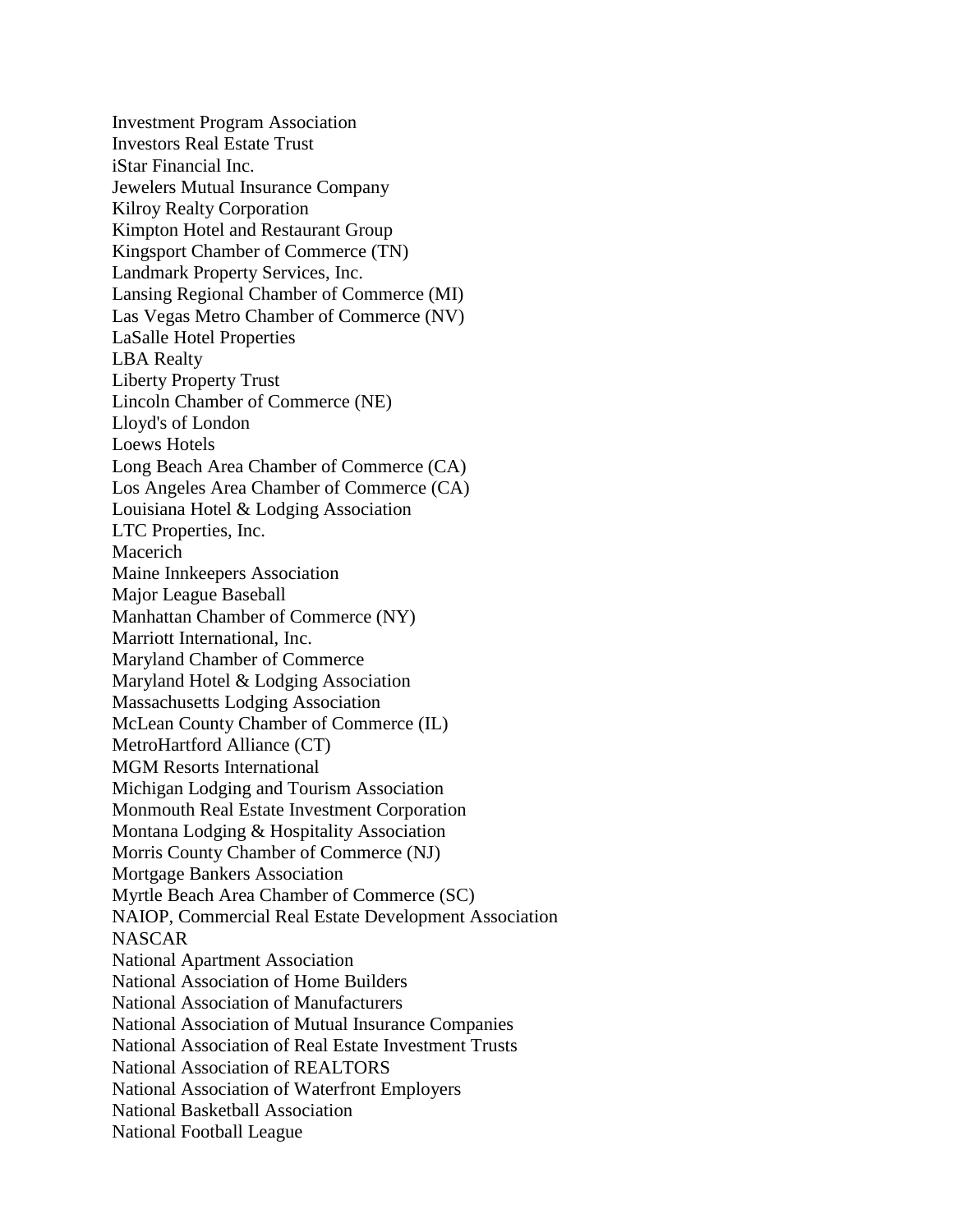Investment Program Association
Investors Real Estate Trust
iStar Financial Inc.
Jewelers Mutual Insurance Company
Kilroy Realty Corporation
Kimpton Hotel and Restaurant Group
Kingsport Chamber of Commerce (TN)
Landmark Property Services, Inc.
Lansing Regional Chamber of Commerce (MI)
Las Vegas Metro Chamber of Commerce (NV)
LaSalle Hotel Properties
LBA Realty
Liberty Property Trust
Lincoln Chamber of Commerce (NE)
Lloyd's of London
Loews Hotels
Long Beach Area Chamber of Commerce (CA)
Los Angeles Area Chamber of Commerce (CA)
Louisiana Hotel & Lodging Association
LTC Properties, Inc.
Macerich
Maine Innkeepers Association
Major League Baseball
Manhattan Chamber of Commerce (NY)
Marriott International, Inc.
Maryland Chamber of Commerce
Maryland Hotel & Lodging Association
Massachusetts Lodging Association
McLean County Chamber of Commerce (IL)
MetroHartford Alliance (CT)
MGM Resorts International
Michigan Lodging and Tourism Association
Monmouth Real Estate Investment Corporation
Montana Lodging & Hospitality Association
Morris County Chamber of Commerce (NJ)
Mortgage Bankers Association
Myrtle Beach Area Chamber of Commerce (SC)
NAIOP, Commercial Real Estate Development Association
NASCAR
National Apartment Association
National Association of Home Builders
National Association of Manufacturers
National Association of Mutual Insurance Companies
National Association of Real Estate Investment Trusts
National Association of REALTORS
National Association of Waterfront Employers
National Basketball Association
National Football League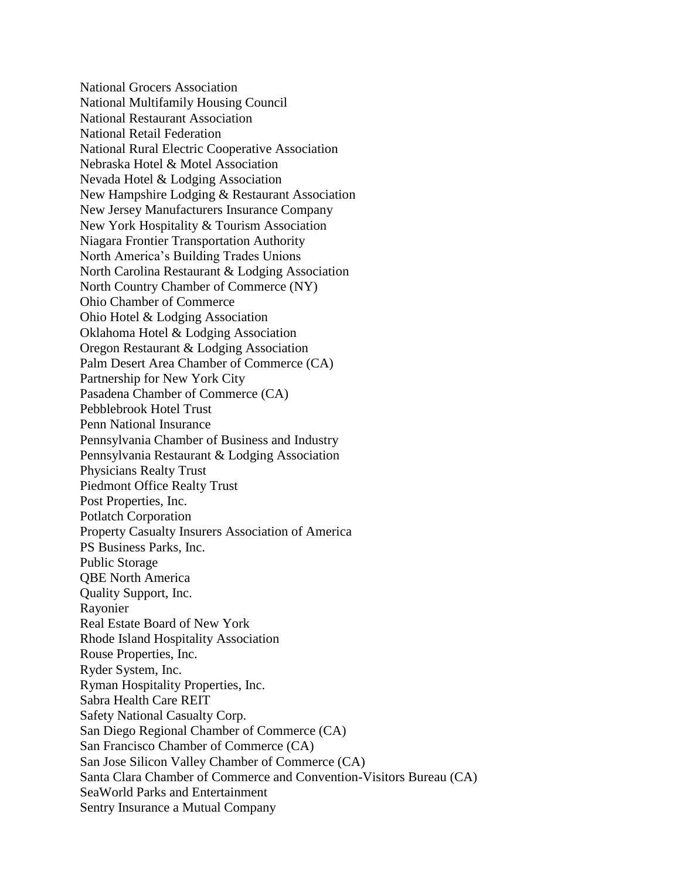National Grocers Association
National Multifamily Housing Council
National Restaurant Association
National Retail Federation
National Rural Electric Cooperative Association
Nebraska Hotel & Motel Association
Nevada Hotel & Lodging Association
New Hampshire Lodging & Restaurant Association
New Jersey Manufacturers Insurance Company
New York Hospitality & Tourism Association
Niagara Frontier Transportation Authority
North America's Building Trades Unions
North Carolina Restaurant & Lodging Association
North Country Chamber of Commerce (NY)
Ohio Chamber of Commerce
Ohio Hotel & Lodging Association
Oklahoma Hotel & Lodging Association
Oregon Restaurant & Lodging Association
Palm Desert Area Chamber of Commerce (CA)
Partnership for New York City
Pasadena Chamber of Commerce (CA)
Pebblebrook Hotel Trust
Penn National Insurance
Pennsylvania Chamber of Business and Industry
Pennsylvania Restaurant & Lodging Association
Physicians Realty Trust
Piedmont Office Realty Trust
Post Properties, Inc.
Potlatch Corporation
Property Casualty Insurers Association of America
PS Business Parks, Inc.
Public Storage
QBE North America
Quality Support, Inc.
Rayonier
Real Estate Board of New York
Rhode Island Hospitality Association
Rouse Properties, Inc.
Ryder System, Inc.
Ryman Hospitality Properties, Inc.
Sabra Health Care REIT
Safety National Casualty Corp.
San Diego Regional Chamber of Commerce (CA)
San Francisco Chamber of Commerce (CA)
San Jose Silicon Valley Chamber of Commerce (CA)
Santa Clara Chamber of Commerce and Convention-Visitors Bureau (CA)
SeaWorld Parks and Entertainment
Sentry Insurance a Mutual Company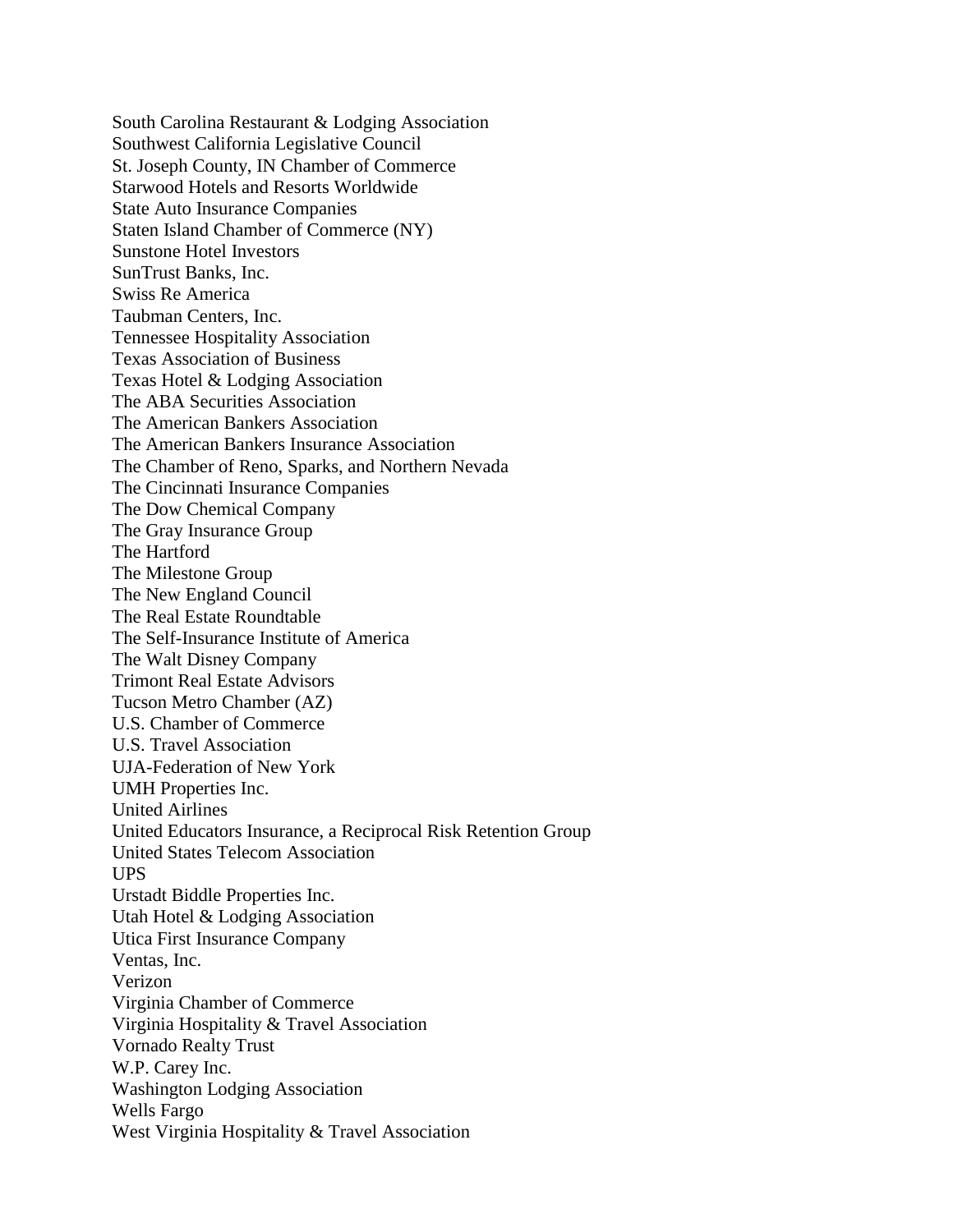South Carolina Restaurant & Lodging Association
Southwest California Legislative Council
St. Joseph County, IN Chamber of Commerce
Starwood Hotels and Resorts Worldwide
State Auto Insurance Companies
Staten Island Chamber of Commerce (NY)
Sunstone Hotel Investors
SunTrust Banks, Inc.
Swiss Re America
Taubman Centers, Inc.
Tennessee Hospitality Association
Texas Association of Business
Texas Hotel & Lodging Association
The ABA Securities Association
The American Bankers Association
The American Bankers Insurance Association
The Chamber of Reno, Sparks, and Northern Nevada
The Cincinnati Insurance Companies
The Dow Chemical Company
The Gray Insurance Group
The Hartford
The Milestone Group
The New England Council
The Real Estate Roundtable
The Self-Insurance Institute of America
The Walt Disney Company
Trimont Real Estate Advisors
Tucson Metro Chamber (AZ)
U.S. Chamber of Commerce
U.S. Travel Association
UJA-Federation of New York
UMH Properties Inc.
United Airlines
United Educators Insurance, a Reciprocal Risk Retention Group
United States Telecom Association
UPS
Urstadt Biddle Properties Inc.
Utah Hotel & Lodging Association
Utica First Insurance Company
Ventas, Inc.
Verizon
Virginia Chamber of Commerce
Virginia Hospitality & Travel Association
Vornado Realty Trust
W.P. Carey Inc.
Washington Lodging Association
Wells Fargo
West Virginia Hospitality & Travel Association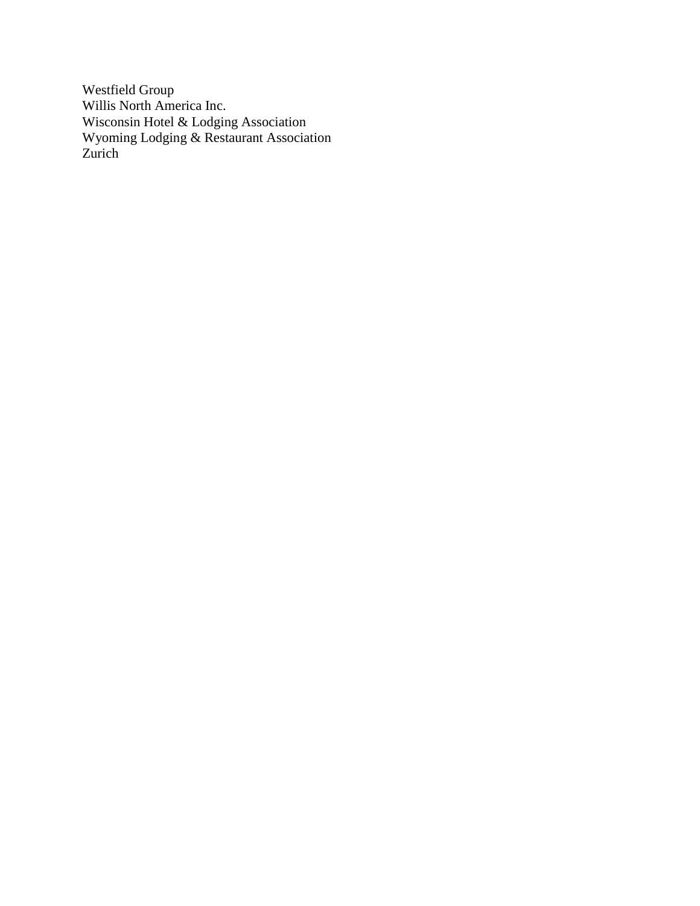Westfield Group
Willis North America Inc.
Wisconsin Hotel & Lodging Association
Wyoming Lodging & Restaurant Association
Zurich